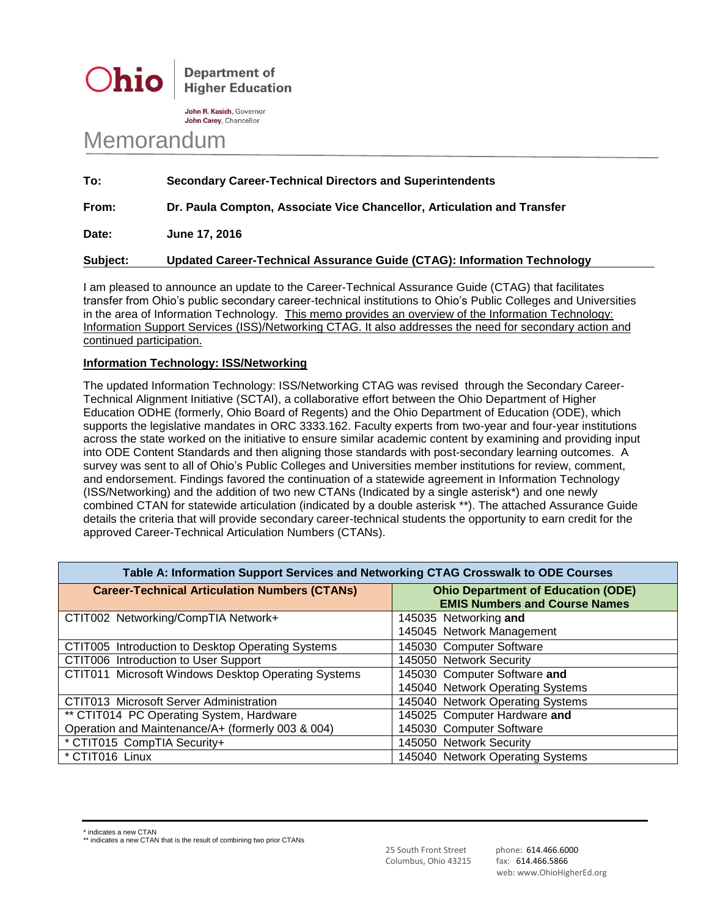**Ohio** | Department of Higher Education

**John R. Kasich**, Governor
**John Carey**, Chancellor

# Memorandum

**To:** **Secondary Career-Technical Directors and Superintendents**

**From:** **Dr. Paula Compton, Associate Vice Chancellor, Articulation and Transfer**

**Date:** **June 17, 2016**

**Subject:** **Updated Career-Technical Assurance Guide (CTAG): Information Technology**

I am pleased to announce an update to the Career-Technical Assurance Guide (CTAG) that facilitates transfer from Ohio's public secondary career-technical institutions to Ohio's Public Colleges and Universities in the area of Information Technology. <u>This memo provides an overview of the Information Technology: Information Support Services (ISS)/Networking CTAG. It also addresses the need for secondary action and continued participation.</u>

**<u>Information Technology: ISS/Networking</u>**

The updated Information Technology: ISS/Networking CTAG was revised through the Secondary Career-Technical Alignment Initiative (SCTAI), a collaborative effort between the Ohio Department of Higher Education ODHE (formerly, Ohio Board of Regents) and the Ohio Department of Education (ODE), which supports the legislative mandates in ORC 3333.162. Faculty experts from two-year and four-year institutions across the state worked on the initiative to ensure similar academic content by examining and providing input into ODE Content Standards and then aligning those standards with post-secondary learning outcomes. A survey was sent to all of Ohio's Public Colleges and Universities member institutions for review, comment, and endorsement. Findings favored the continuation of a statewide agreement in Information Technology (ISS/Networking) and the addition of two new CTANs (Indicated by a single asterisk*) and one newly combined CTAN for statewide articulation (indicated by a double asterisk **). The attached Assurance Guide details the criteria that will provide secondary career-technical students the opportunity to earn credit for the approved Career-Technical Articulation Numbers (CTANs).

| Table A: Information Support Services and Networking CTAG Crosswalk to ODE Courses | |
|---|---|
| **Career-Technical Articulation Numbers (CTANs)** | **Ohio Department of Education (ODE) EMIS Numbers and Course Names** |
| CTIT002 Networking/CompTIA Network+ | 145035 Networking **and**<br>145045 Network Management |
| CTIT005 Introduction to Desktop Operating Systems | 145030 Computer Software |
| CTIT006 Introduction to User Support | 145050 Network Security |
| CTIT011 Microsoft Windows Desktop Operating Systems | 145030 Computer Software **and**<br>145040 Network Operating Systems |
| CTIT013 Microsoft Server Administration | 145040 Network Operating Systems |
| ** CTIT014 PC Operating System, Hardware Operation and Maintenance/A+ (formerly 003 & 004) | 145025 Computer Hardware **and**<br>145030 Computer Software |
| * CTIT015 CompTIA Security+ | 145050 Network Security |
| * CTIT016 Linux | 145040 Network Operating Systems |

* indicates a new CTAN
** indicates a new CTAN that is the result of combining two prior CTANs

25 South Front Street
Columbus, Ohio 43215

phone: 614.466.6000
fax: 614.466.5866
web: www.OhioHigherEd.org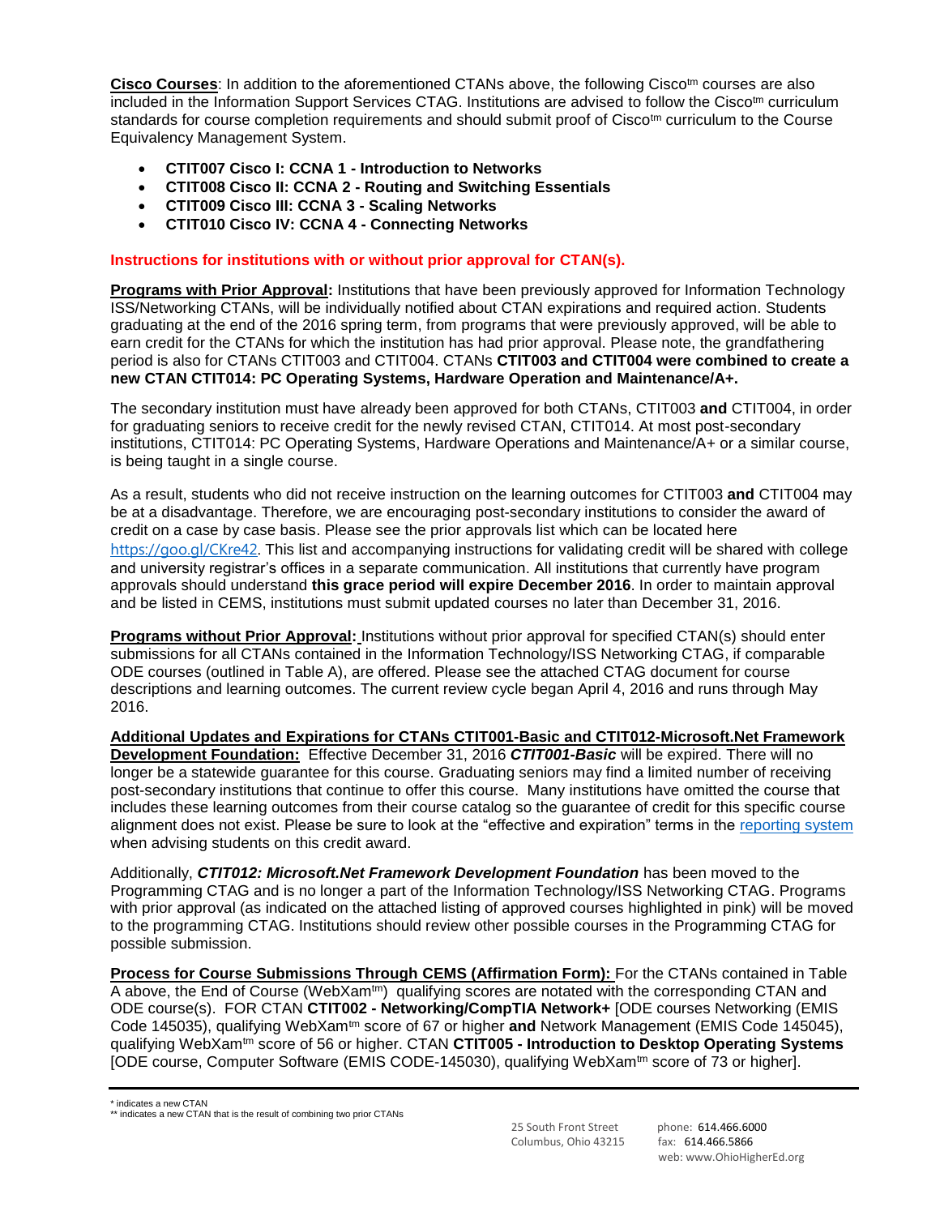**Cisco Courses**: In addition to the aforementioned CTANs above, the following Cisco[tm] courses are also included in the Information Support Services CTAG. Institutions are advised to follow the Cisco[tm] curriculum standards for course completion requirements and should submit proof of Cisco[tm] curriculum to the Course Equivalency Management System.

- **CTIT007 Cisco I: CCNA 1 - Introduction to Networks**
- **CTIT008 Cisco II: CCNA 2 - Routing and Switching Essentials**
- **CTIT009 Cisco III: CCNA 3 - Scaling Networks**
- **CTIT010 Cisco IV: CCNA 4 - Connecting Networks**

**Instructions for institutions with or without prior approval for CTAN(s).**

**Programs with Prior Approval:** Institutions that have been previously approved for Information Technology ISS/Networking CTANs, will be individually notified about CTAN expirations and required action. Students graduating at the end of the 2016 spring term, from programs that were previously approved, will be able to earn credit for the CTANs for which the institution has had prior approval. Please note, the grandfathering period is also for CTANs CTIT003 and CTIT004. CTANs **CTIT003 and CTIT004 were combined to create a new CTAN CTIT014: PC Operating Systems, Hardware Operation and Maintenance/A+.**

The secondary institution must have already been approved for both CTANs, CTIT003 **and** CTIT004, in order for graduating seniors to receive credit for the newly revised CTAN, CTIT014. At most post-secondary institutions, CTIT014: PC Operating Systems, Hardware Operations and Maintenance/A+ or a similar course, is being taught in a single course.

As a result, students who did not receive instruction on the learning outcomes for CTIT003 **and** CTIT004 may be at a disadvantage. Therefore, we are encouraging post-secondary institutions to consider the award of credit on a case by case basis. Please see the prior approvals list which can be located here https://goo.gl/CKre42. This list and accompanying instructions for validating credit will be shared with college and university registrar's offices in a separate communication. All institutions that currently have program approvals should understand **this grace period will expire December 2016**. In order to maintain approval and be listed in CEMS, institutions must submit updated courses no later than December 31, 2016.

**Programs without Prior Approval:** Institutions without prior approval for specified CTAN(s) should enter submissions for all CTANs contained in the Information Technology/ISS Networking CTAG, if comparable ODE courses (outlined in Table A), are offered. Please see the attached CTAG document for course descriptions and learning outcomes. The current review cycle began April 4, 2016 and runs through May 2016.

**Additional Updates and Expirations for CTANs CTIT001-Basic and CTIT012-Microsoft.Net Framework Development Foundation:** Effective December 31, 2016 ***CTIT001-Basic*** will be expired. There will no longer be a statewide guarantee for this course. Graduating seniors may find a limited number of receiving post-secondary institutions that continue to offer this course. Many institutions have omitted the course that includes these learning outcomes from their course catalog so the guarantee of credit for this specific course alignment does not exist. Please be sure to look at the "effective and expiration" terms in the reporting system when advising students on this credit award.

Additionally, ***CTIT012: Microsoft.Net Framework Development Foundation*** has been moved to the Programming CTAG and is no longer a part of the Information Technology/ISS Networking CTAG. Programs with prior approval (as indicated on the attached listing of approved courses highlighted in pink) will be moved to the programming CTAG. Institutions should review other possible courses in the Programming CTAG for possible submission.

**Process for Course Submissions Through CEMS (Affirmation Form):** For the CTANs contained in Table A above, the End of Course (WebXam[tm]) qualifying scores are notated with the corresponding CTAN and ODE course(s). FOR CTAN **CTIT002 - Networking/CompTIA Network+** [ODE courses Networking (EMIS Code 145035), qualifying WebXam[tm] score of 67 or higher **and** Network Management (EMIS Code 145045), qualifying WebXam[tm] score of 56 or higher. CTAN **CTIT005 - Introduction to Desktop Operating Systems** [ODE course, Computer Software (EMIS CODE-145030), qualifying WebXam[tm] score of 73 or higher].

\* indicates a new CTAN
\*\* indicates a new CTAN that is the result of combining two prior CTANs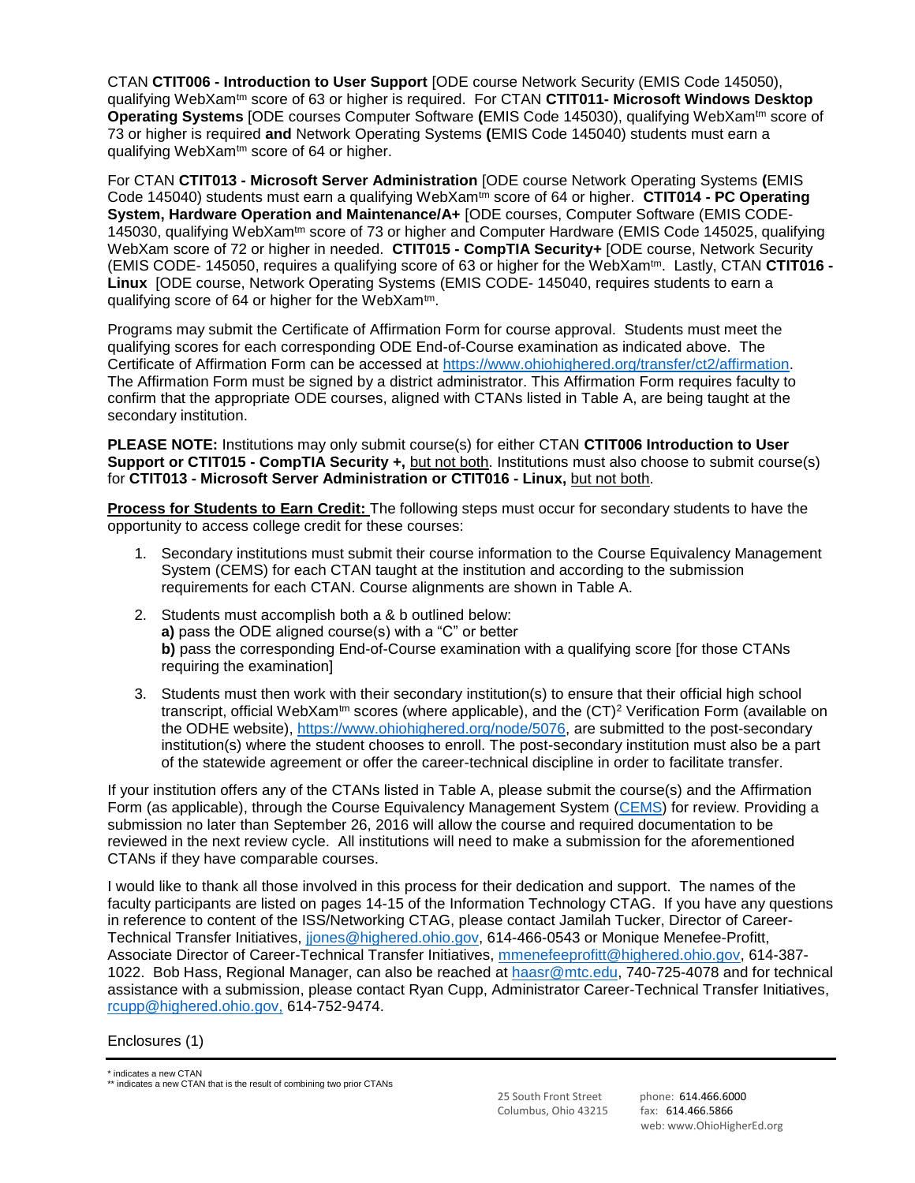CTAN **CTIT006 - Introduction to User Support** [ODE course Network Security (EMIS Code 145050), qualifying WebXam™ score of 63 or higher is required. For CTAN **CTIT011- Microsoft Windows Desktop Operating Systems** [ODE courses Computer Software **(**EMIS Code 145030), qualifying WebXam™ score of 73 or higher is required **and** Network Operating Systems **(**EMIS Code 145040) students must earn a qualifying WebXam™ score of 64 or higher.

For CTAN **CTIT013 - Microsoft Server Administration** [ODE course Network Operating Systems **(**EMIS Code 145040) students must earn a qualifying WebXam™ score of 64 or higher. **CTIT014 - PC Operating System, Hardware Operation and Maintenance/A+** [ODE courses, Computer Software (EMIS CODE-145030, qualifying WebXam™ score of 73 or higher and Computer Hardware (EMIS Code 145025, qualifying WebXam score of 72 or higher in needed. **CTIT015 - CompTIA Security+** [ODE course, Network Security (EMIS CODE- 145050, requires a qualifying score of 63 or higher for the WebXam™. Lastly, CTAN **CTIT016 - Linux** [ODE course, Network Operating Systems (EMIS CODE- 145040, requires students to earn a qualifying score of 64 or higher for the WebXam™.

Programs may submit the Certificate of Affirmation Form for course approval. Students must meet the qualifying scores for each corresponding ODE End-of-Course examination as indicated above. The Certificate of Affirmation Form can be accessed at https://www.ohiohighered.org/transfer/ct2/affirmation. The Affirmation Form must be signed by a district administrator. This Affirmation Form requires faculty to confirm that the appropriate ODE courses, aligned with CTANs listed in Table A, are being taught at the secondary institution.

**PLEASE NOTE:** Institutions may only submit course(s) for either CTAN **CTIT006 Introduction to User Support or CTIT015 - CompTIA Security +,** but not both. Institutions must also choose to submit course(s) for **CTIT013 - Microsoft Server Administration or CTIT016 - Linux,** but not both.

**Process for Students to Earn Credit:** The following steps must occur for secondary students to have the opportunity to access college credit for these courses:

1. Secondary institutions must submit their course information to the Course Equivalency Management System (CEMS) for each CTAN taught at the institution and according to the submission requirements for each CTAN. Course alignments are shown in Table A.
2. Students must accomplish both a & b outlined below:
   **a)** pass the ODE aligned course(s) with a "C" or better
   **b)** pass the corresponding End-of-Course examination with a qualifying score [for those CTANs requiring the examination]
3. Students must then work with their secondary institution(s) to ensure that their official high school transcript, official WebXam™ scores (where applicable), and the (CT)[2] Verification Form (available on the ODHE website), https://www.ohiohighered.org/node/5076, are submitted to the post-secondary institution(s) where the student chooses to enroll. The post-secondary institution must also be a part of the statewide agreement or offer the career-technical discipline in order to facilitate transfer.

If your institution offers any of the CTANs listed in Table A, please submit the course(s) and the Affirmation Form (as applicable), through the Course Equivalency Management System (CEMS) for review. Providing a submission no later than September 26, 2016 will allow the course and required documentation to be reviewed in the next review cycle. All institutions will need to make a submission for the aforementioned CTANs if they have comparable courses.

I would like to thank all those involved in this process for their dedication and support. The names of the faculty participants are listed on pages 14-15 of the Information Technology CTAG. If you have any questions in reference to content of the ISS/Networking CTAG, please contact Jamilah Tucker, Director of Career-Technical Transfer Initiatives, jjones@highered.ohio.gov, 614-466-0543 or Monique Menefee-Profitt, Associate Director of Career-Technical Transfer Initiatives, mmenefeeprofitt@highered.ohio.gov, 614-387-1022. Bob Hass, Regional Manager, can also be reached at haasr@mtc.edu, 740-725-4078 and for technical assistance with a submission, please contact Ryan Cupp, Administrator Career-Technical Transfer Initiatives, rcupp@highered.ohio.gov, 614-752-9474.

Enclosures (1)

* indicates a new CTAN
** indicates a new CTAN that is the result of combining two prior CTANs

25 South Front Street
Columbus, Ohio 43215

phone: 614.466.6000
fax: 614.466.5866
web: www.OhioHigherEd.org